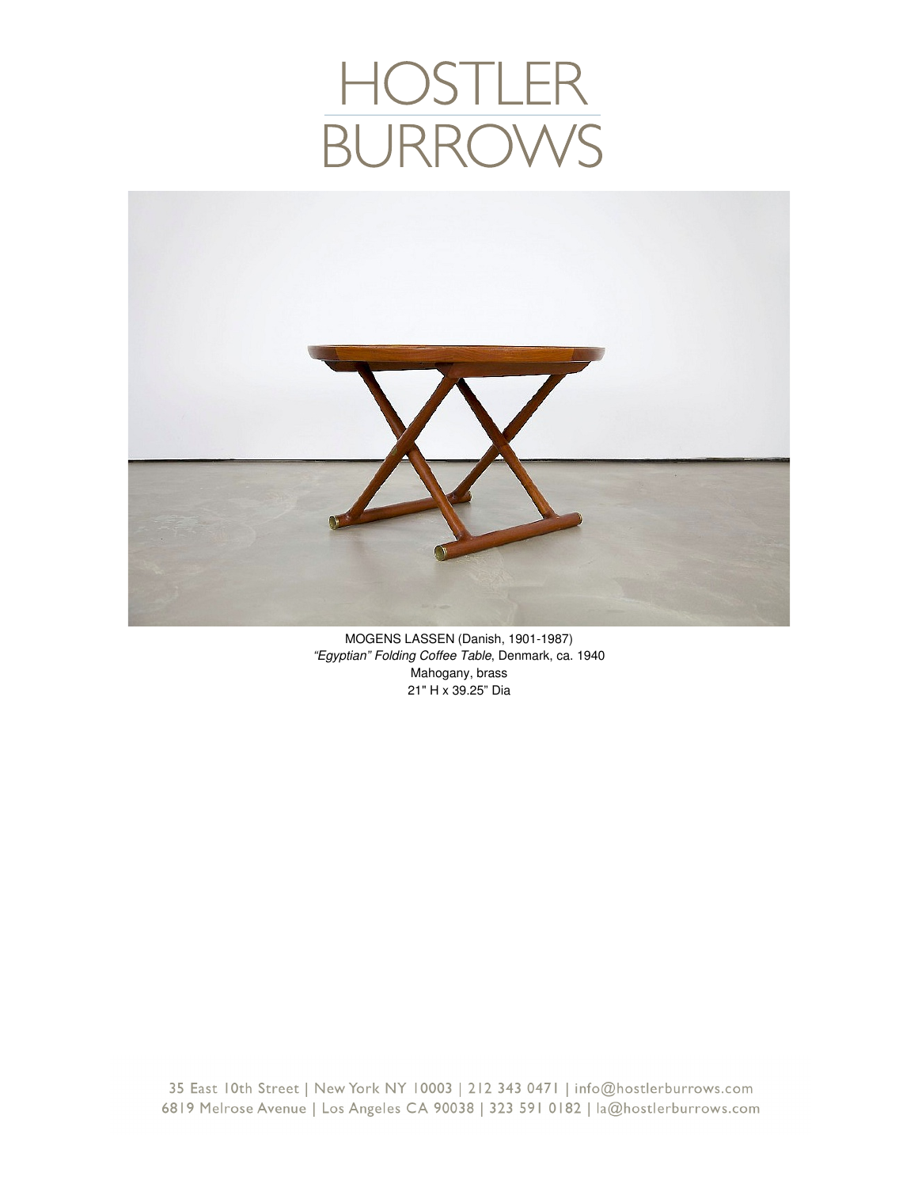# HOSTLER BURROWS

MOGENS LASSEN (Danish, 1901-1987)
*"Egyptian" Folding Coffee Table*, Denmark, ca. 1940
Mahogany, brass
21" H x 39.25" Dia

35 East 10th Street | New York NY 10003 | 212 343 0471 | info@hostlerburrows.com
6819 Melrose Avenue | Los Angeles CA 90038 | 323 591 0182 | la@hostlerburrows.com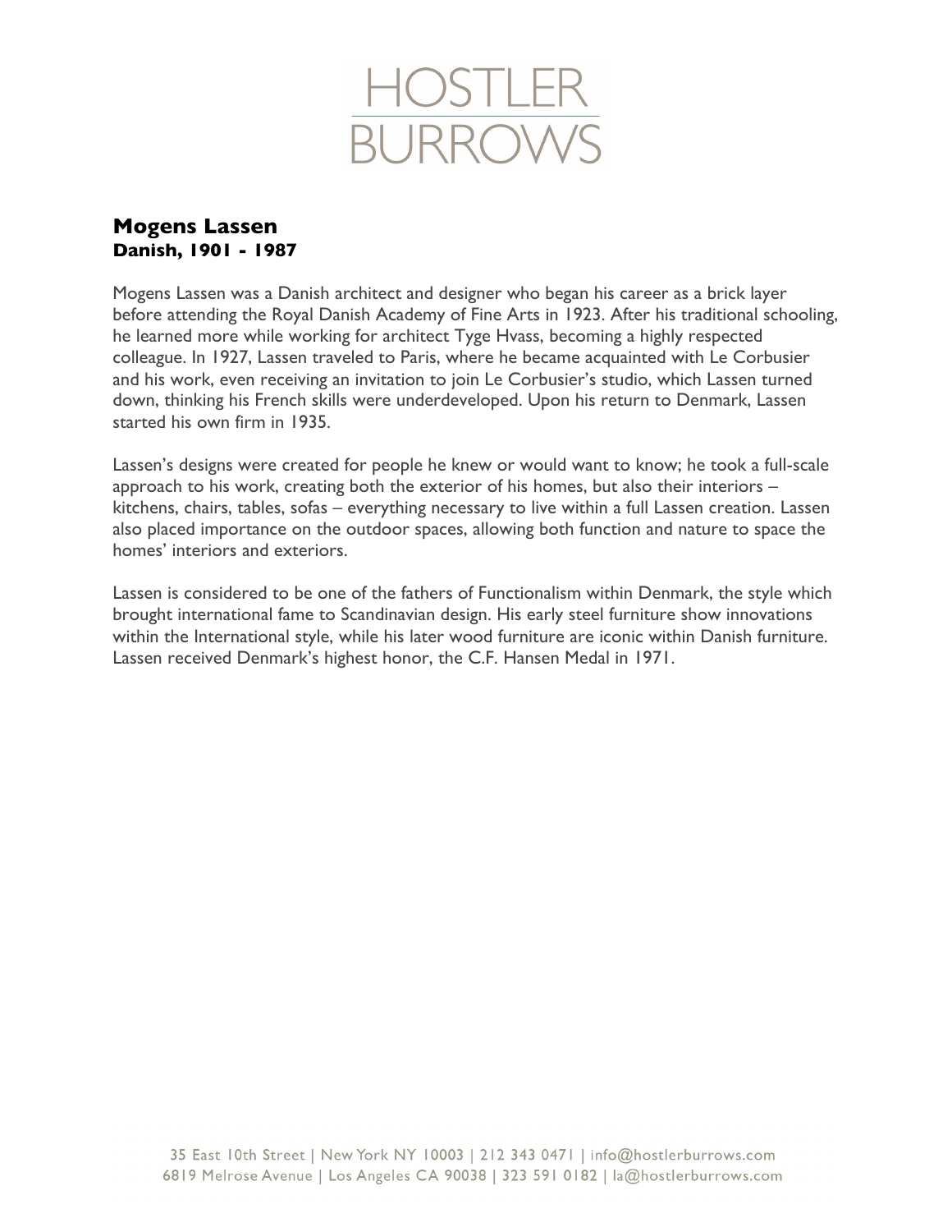# Mogens Lassen

**Danish, 1901 - 1987**

Mogens Lassen was a Danish architect and designer who began his career as a brick layer before attending the Royal Danish Academy of Fine Arts in 1923. After his traditional schooling, he learned more while working for architect Tyge Hvass, becoming a highly respected colleague. In 1927, Lassen traveled to Paris, where he became acquainted with Le Corbusier and his work, even receiving an invitation to join Le Corbusier's studio, which Lassen turned down, thinking his French skills were underdeveloped. Upon his return to Denmark, Lassen started his own firm in 1935.

Lassen's designs were created for people he knew or would want to know; he took a full-scale approach to his work, creating both the exterior of his homes, but also their interiors – kitchens, chairs, tables, sofas – everything necessary to live within a full Lassen creation. Lassen also placed importance on the outdoor spaces, allowing both function and nature to space the homes' interiors and exteriors.

Lassen is considered to be one of the fathers of Functionalism within Denmark, the style which brought international fame to Scandinavian design. His early steel furniture show innovations within the International style, while his later wood furniture are iconic within Danish furniture. Lassen received Denmark's highest honor, the C.F. Hansen Medal in 1971.